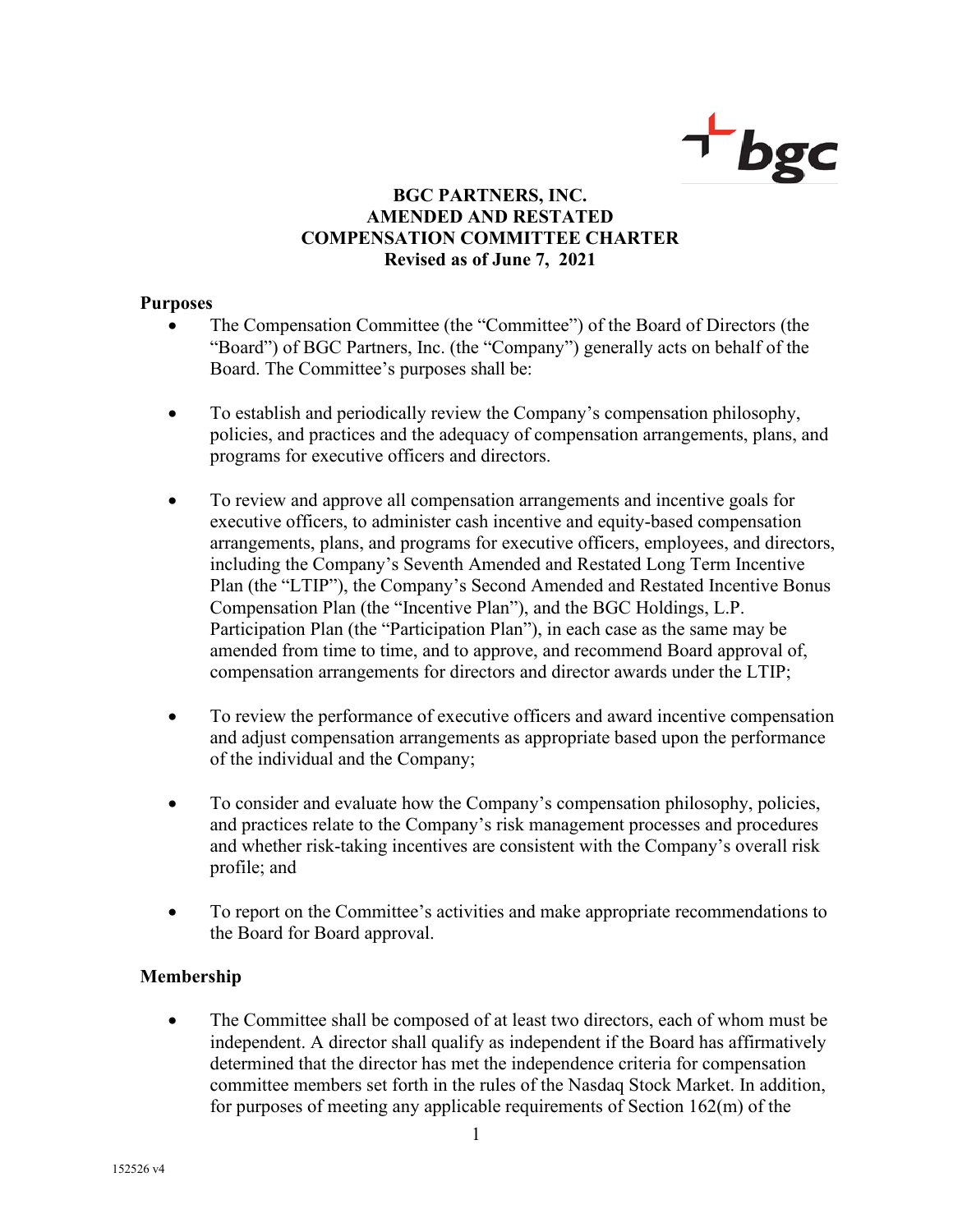# BGC PARTNERS, INC.
# AMENDED AND RESTATED
# COMPENSATION COMMITTEE CHARTER
**Revised as of June 7, 2021**

## Purposes

- The Compensation Committee (the "Committee") of the Board of Directors (the "Board") of BGC Partners, Inc. (the "Company") generally acts on behalf of the Board. The Committee's purposes shall be:

- To establish and periodically review the Company's compensation philosophy, policies, and practices and the adequacy of compensation arrangements, plans, and programs for executive officers and directors.

- To review and approve all compensation arrangements and incentive goals for executive officers, to administer cash incentive and equity-based compensation arrangements, plans, and programs for executive officers, employees, and directors, including the Company's Seventh Amended and Restated Long Term Incentive Plan (the "LTIP"), the Company's Second Amended and Restated Incentive Bonus Compensation Plan (the "Incentive Plan"), and the BGC Holdings, L.P. Participation Plan (the "Participation Plan"), in each case as the same may be amended from time to time, and to approve, and recommend Board approval of, compensation arrangements for directors and director awards under the LTIP;

- To review the performance of executive officers and award incentive compensation and adjust compensation arrangements as appropriate based upon the performance of the individual and the Company;

- To consider and evaluate how the Company's compensation philosophy, policies, and practices relate to the Company's risk management processes and procedures and whether risk-taking incentives are consistent with the Company's overall risk profile; and

- To report on the Committee's activities and make appropriate recommendations to the Board for Board approval.

## Membership

- The Committee shall be composed of at least two directors, each of whom must be independent. A director shall qualify as independent if the Board has affirmatively determined that the director has met the independence criteria for compensation committee members set forth in the rules of the Nasdaq Stock Market. In addition, for purposes of meeting any applicable requirements of Section 162(m) of the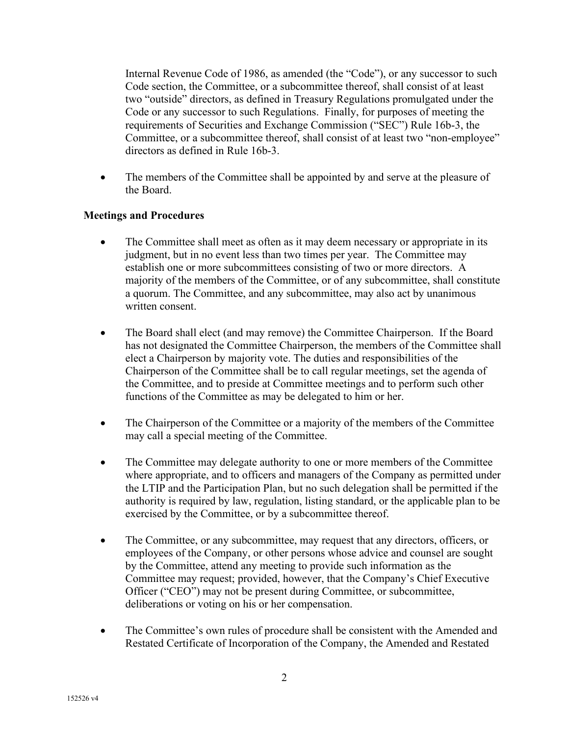Internal Revenue Code of 1986, as amended (the "Code"), or any successor to such Code section, the Committee, or a subcommittee thereof, shall consist of at least two "outside" directors, as defined in Treasury Regulations promulgated under the Code or any successor to such Regulations. Finally, for purposes of meeting the requirements of Securities and Exchange Commission ("SEC") Rule 16b-3, the Committee, or a subcommittee thereof, shall consist of at least two "non-employee" directors as defined in Rule 16b-3.

- The members of the Committee shall be appointed by and serve at the pleasure of the Board.

**Meetings and Procedures**

- The Committee shall meet as often as it may deem necessary or appropriate in its judgment, but in no event less than two times per year. The Committee may establish one or more subcommittees consisting of two or more directors. A majority of the members of the Committee, or of any subcommittee, shall constitute a quorum. The Committee, and any subcommittee, may also act by unanimous written consent.

- The Board shall elect (and may remove) the Committee Chairperson. If the Board has not designated the Committee Chairperson, the members of the Committee shall elect a Chairperson by majority vote. The duties and responsibilities of the Chairperson of the Committee shall be to call regular meetings, set the agenda of the Committee, and to preside at Committee meetings and to perform such other functions of the Committee as may be delegated to him or her.

- The Chairperson of the Committee or a majority of the members of the Committee may call a special meeting of the Committee.

- The Committee may delegate authority to one or more members of the Committee where appropriate, and to officers and managers of the Company as permitted under the LTIP and the Participation Plan, but no such delegation shall be permitted if the authority is required by law, regulation, listing standard, or the applicable plan to be exercised by the Committee, or by a subcommittee thereof.

- The Committee, or any subcommittee, may request that any directors, officers, or employees of the Company, or other persons whose advice and counsel are sought by the Committee, attend any meeting to provide such information as the Committee may request; provided, however, that the Company's Chief Executive Officer ("CEO") may not be present during Committee, or subcommittee, deliberations or voting on his or her compensation.

- The Committee's own rules of procedure shall be consistent with the Amended and Restated Certificate of Incorporation of the Company, the Amended and Restated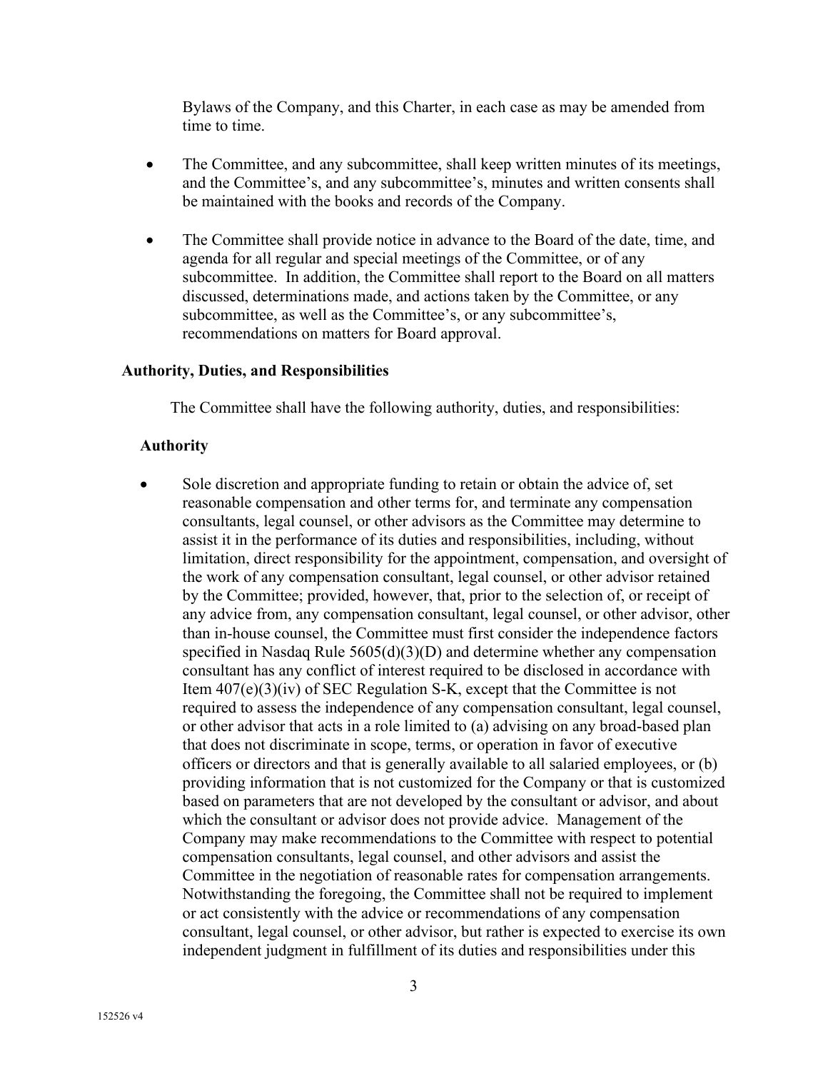Bylaws of the Company, and this Charter, in each case as may be amended from time to time.

- The Committee, and any subcommittee, shall keep written minutes of its meetings, and the Committee's, and any subcommittee's, minutes and written consents shall be maintained with the books and records of the Company.
- The Committee shall provide notice in advance to the Board of the date, time, and agenda for all regular and special meetings of the Committee, or of any subcommittee. In addition, the Committee shall report to the Board on all matters discussed, determinations made, and actions taken by the Committee, or any subcommittee, as well as the Committee's, or any subcommittee's, recommendations on matters for Board approval.

## Authority, Duties, and Responsibilities

The Committee shall have the following authority, duties, and responsibilities:

### Authority

- Sole discretion and appropriate funding to retain or obtain the advice of, set reasonable compensation and other terms for, and terminate any compensation consultants, legal counsel, or other advisors as the Committee may determine to assist it in the performance of its duties and responsibilities, including, without limitation, direct responsibility for the appointment, compensation, and oversight of the work of any compensation consultant, legal counsel, or other advisor retained by the Committee; provided, however, that, prior to the selection of, or receipt of any advice from, any compensation consultant, legal counsel, or other advisor, other than in-house counsel, the Committee must first consider the independence factors specified in Nasdaq Rule 5605(d)(3)(D) and determine whether any compensation consultant has any conflict of interest required to be disclosed in accordance with Item 407(e)(3)(iv) of SEC Regulation S-K, except that the Committee is not required to assess the independence of any compensation consultant, legal counsel, or other advisor that acts in a role limited to (a) advising on any broad-based plan that does not discriminate in scope, terms, or operation in favor of executive officers or directors and that is generally available to all salaried employees, or (b) providing information that is not customized for the Company or that is customized based on parameters that are not developed by the consultant or advisor, and about which the consultant or advisor does not provide advice. Management of the Company may make recommendations to the Committee with respect to potential compensation consultants, legal counsel, and other advisors and assist the Committee in the negotiation of reasonable rates for compensation arrangements. Notwithstanding the foregoing, the Committee shall not be required to implement or act consistently with the advice or recommendations of any compensation consultant, legal counsel, or other advisor, but rather is expected to exercise its own independent judgment in fulfillment of its duties and responsibilities under this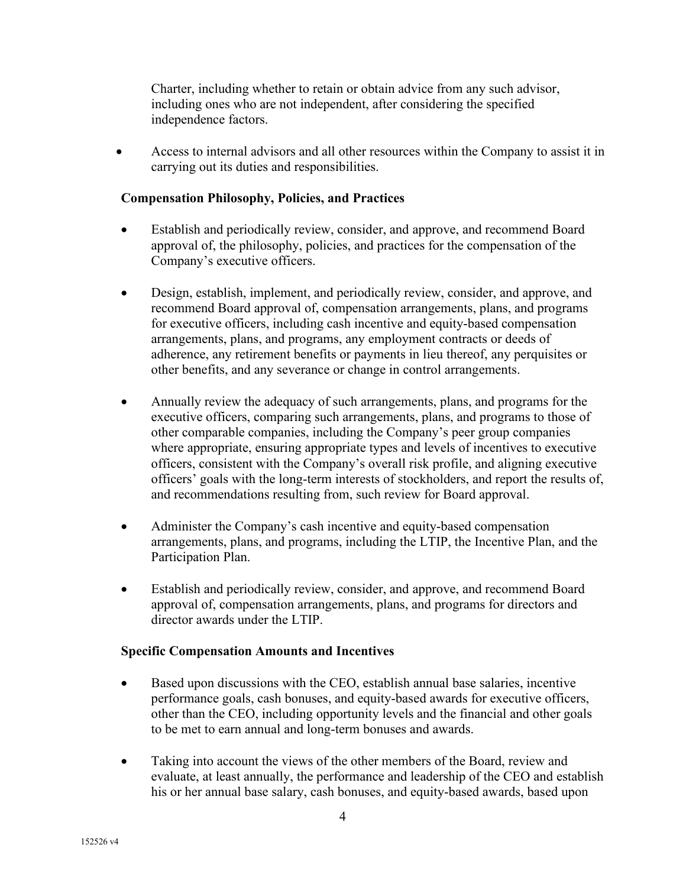Charter, including whether to retain or obtain advice from any such advisor, including ones who are not independent, after considering the specified independence factors.

- Access to internal advisors and all other resources within the Company to assist it in carrying out its duties and responsibilities.

**Compensation Philosophy, Policies, and Practices**

- Establish and periodically review, consider, and approve, and recommend Board approval of, the philosophy, policies, and practices for the compensation of the Company's executive officers.

- Design, establish, implement, and periodically review, consider, and approve, and recommend Board approval of, compensation arrangements, plans, and programs for executive officers, including cash incentive and equity-based compensation arrangements, plans, and programs, any employment contracts or deeds of adherence, any retirement benefits or payments in lieu thereof, any perquisites or other benefits, and any severance or change in control arrangements.

- Annually review the adequacy of such arrangements, plans, and programs for the executive officers, comparing such arrangements, plans, and programs to those of other comparable companies, including the Company's peer group companies where appropriate, ensuring appropriate types and levels of incentives to executive officers, consistent with the Company's overall risk profile, and aligning executive officers' goals with the long-term interests of stockholders, and report the results of, and recommendations resulting from, such review for Board approval.

- Administer the Company's cash incentive and equity-based compensation arrangements, plans, and programs, including the LTIP, the Incentive Plan, and the Participation Plan.

- Establish and periodically review, consider, and approve, and recommend Board approval of, compensation arrangements, plans, and programs for directors and director awards under the LTIP.

**Specific Compensation Amounts and Incentives**

- Based upon discussions with the CEO, establish annual base salaries, incentive performance goals, cash bonuses, and equity-based awards for executive officers, other than the CEO, including opportunity levels and the financial and other goals to be met to earn annual and long-term bonuses and awards.

- Taking into account the views of the other members of the Board, review and evaluate, at least annually, the performance and leadership of the CEO and establish his or her annual base salary, cash bonuses, and equity-based awards, based upon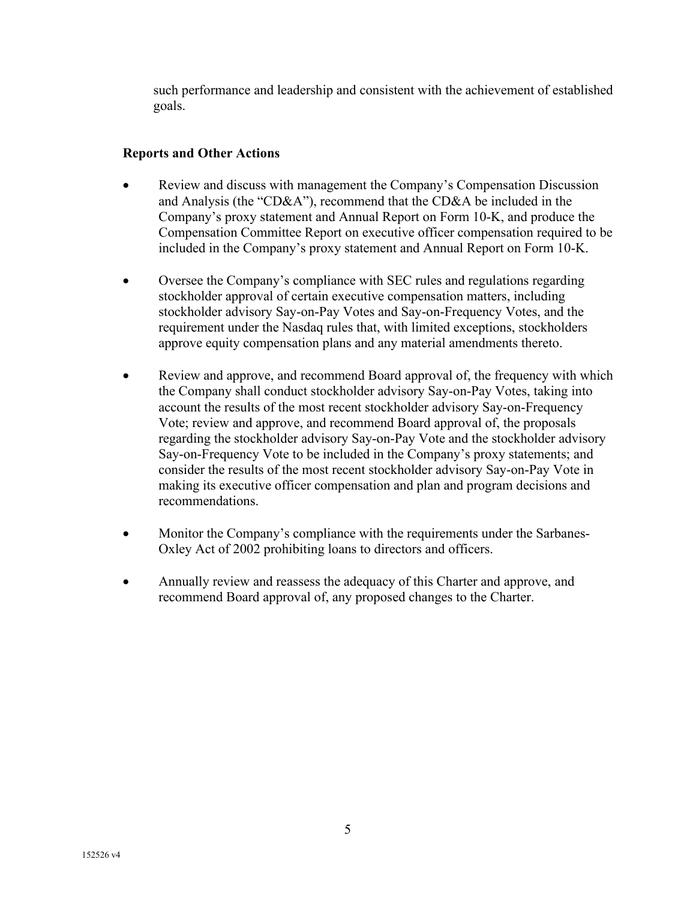such performance and leadership and consistent with the achievement of established goals.

**Reports and Other Actions**

- Review and discuss with management the Company's Compensation Discussion and Analysis (the "CD&A"), recommend that the CD&A be included in the Company's proxy statement and Annual Report on Form 10-K, and produce the Compensation Committee Report on executive officer compensation required to be included in the Company's proxy statement and Annual Report on Form 10-K.

- Oversee the Company's compliance with SEC rules and regulations regarding stockholder approval of certain executive compensation matters, including stockholder advisory Say-on-Pay Votes and Say-on-Frequency Votes, and the requirement under the Nasdaq rules that, with limited exceptions, stockholders approve equity compensation plans and any material amendments thereto.

- Review and approve, and recommend Board approval of, the frequency with which the Company shall conduct stockholder advisory Say-on-Pay Votes, taking into account the results of the most recent stockholder advisory Say-on-Frequency Vote; review and approve, and recommend Board approval of, the proposals regarding the stockholder advisory Say-on-Pay Vote and the stockholder advisory Say-on-Frequency Vote to be included in the Company's proxy statements; and consider the results of the most recent stockholder advisory Say-on-Pay Vote in making its executive officer compensation and plan and program decisions and recommendations.

- Monitor the Company's compliance with the requirements under the Sarbanes-Oxley Act of 2002 prohibiting loans to directors and officers.

- Annually review and reassess the adequacy of this Charter and approve, and recommend Board approval of, any proposed changes to the Charter.